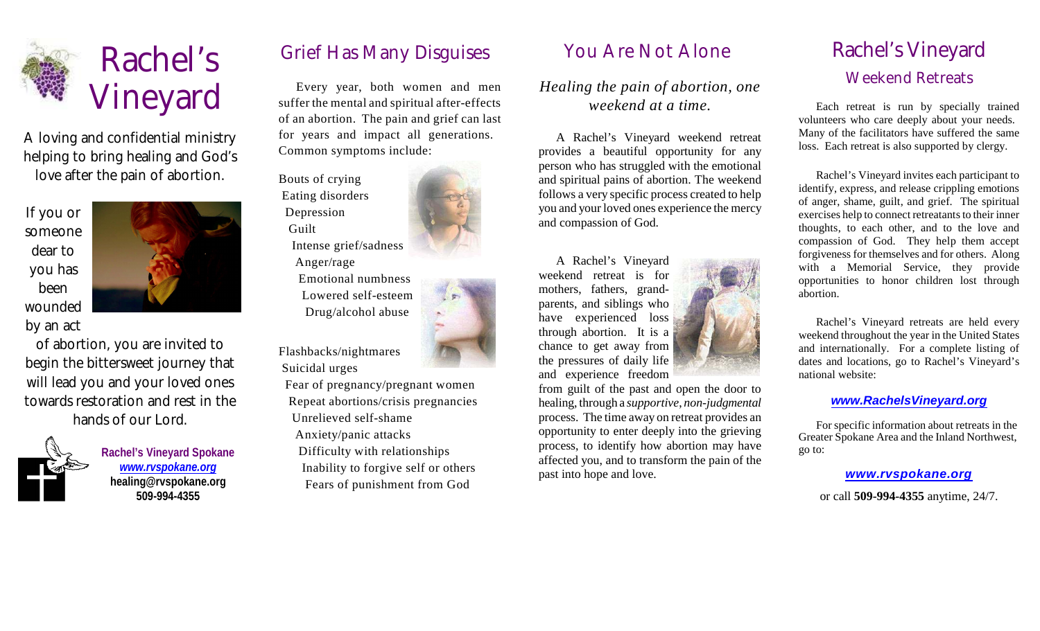# Rachel's Vineyard

A loving and confidential ministry helping to bring healing and God's love after the pain of abortion.

If you or someone dear to you has been wounded by an act of abortion, you are invited to begin the bittersweet journey that will lead you and your loved ones towards restoration and rest in the hands of our Lord.

**Rachel's Vineyard Spokane**
***www.rvspokane.org***
**healing@rvspokane.org**
**509-994-4355**

## Grief Has Many Disguises

Every year, both women and men suffer the mental and spiritual after-effects of an abortion. The pain and grief can last for years and impact all generations. Common symptoms include:

- Bouts of crying
- Eating disorders
- Depression
- Guilt
- Intense grief/sadness
- Anger/rage
- Emotional numbness
- Lowered self-esteem
- Drug/alcohol abuse
- Flashbacks/nightmares
- Suicidal urges
- Fear of pregnancy/pregnant women
- Repeat abortions/crisis pregnancies
- Unrelieved self-shame
- Anxiety/panic attacks
- Difficulty with relationships
- Inability to forgive self or others
- Fears of punishment from God

## You Are Not Alone

*Healing the pain of abortion, one weekend at a time.*

A Rachel's Vineyard weekend retreat provides a beautiful opportunity for any person who has struggled with the emotional and spiritual pains of abortion. The weekend follows a very specific process created to help you and your loved ones experience the mercy and compassion of God.

A Rachel's Vineyard weekend retreat is for mothers, fathers, grandparents, and siblings who have experienced loss through abortion. It is a chance to get away from the pressures of daily life and experience freedom from guilt of the past and open the door to healing, through a *supportive, non-judgmental* process. The time away on retreat provides an opportunity to enter deeply into the grieving process, to identify how abortion may have affected you, and to transform the pain of the past into hope and love.

## Rachel's Vineyard

### Weekend Retreats

Each retreat is run by specially trained volunteers who care deeply about your needs. Many of the facilitators have suffered the same loss. Each retreat is also supported by clergy.

Rachel's Vineyard invites each participant to identify, express, and release crippling emotions of anger, shame, guilt, and grief. The spiritual exercises help to connect retreatants to their inner thoughts, to each other, and to the love and compassion of God. They help them accept forgiveness for themselves and for others. Along with a Memorial Service, they provide opportunities to honor children lost through abortion.

Rachel's Vineyard retreats are held every weekend throughout the year in the United States and internationally. For a complete listing of dates and locations, go to Rachel's Vineyard's national website:

***www.RachelsVineyard.org***

For specific information about retreats in the Greater Spokane Area and the Inland Northwest, go to:

***www.rvspokane.org***

or call **509-994-4355** anytime, 24/7.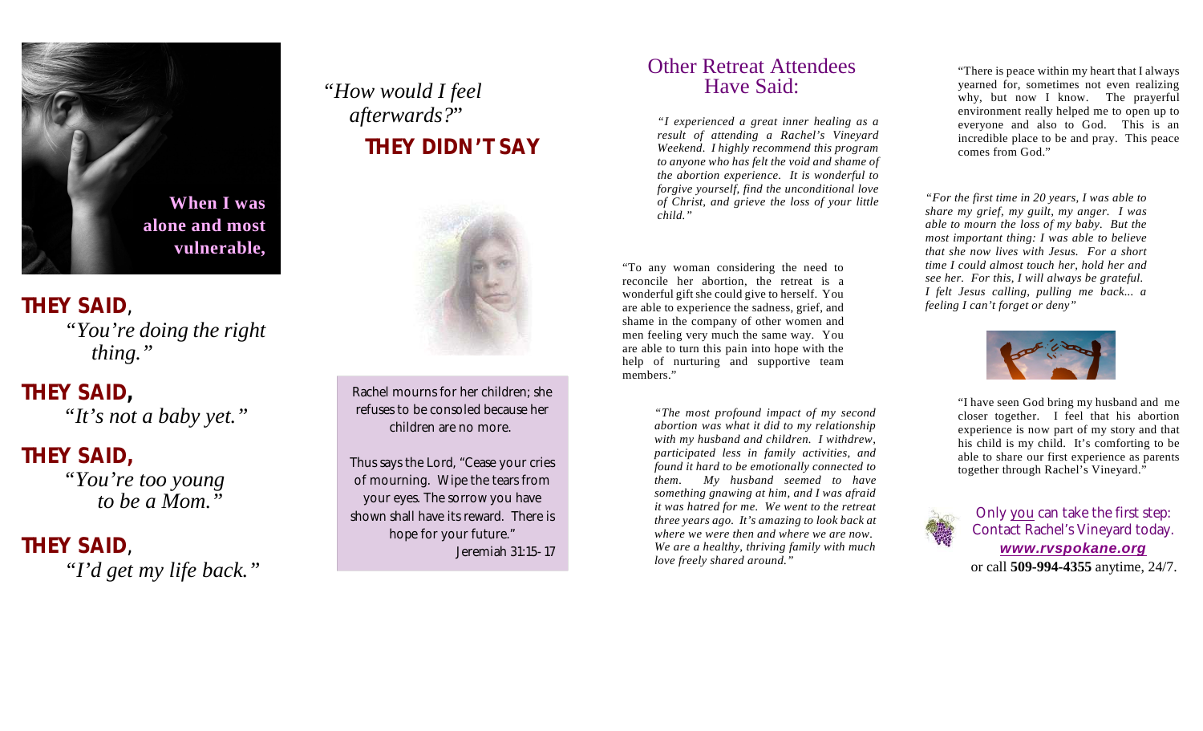**When I was alone and most vulnerable,**

**THEY SAID**,

*"You're doing the right thing."*

**THEY SAID,**

*"It's not a baby yet."*

**THEY SAID,**

*"You're too young to be a Mom."*

**THEY SAID**,

*"I'd get my life back."*

*"How would I feel afterwards?"*

**THEY DIDN'T SAY**

Rachel mourns for her children; she refuses to be consoled because her children are no more.

Thus says the Lord, "Cease your cries of mourning. Wipe the tears from your eyes. The sorrow you have shown shall have its reward. There is hope for your future."

Jeremiah 31:15-17

## Other Retreat Attendees Have Said:

*"I experienced a great inner healing as a result of attending a Rachel's Vineyard Weekend. I highly recommend this program to anyone who has felt the void and shame of the abortion experience. It is wonderful to forgive yourself, find the unconditional love of Christ, and grieve the loss of your little child."*

"To any woman considering the need to reconcile her abortion, the retreat is a wonderful gift she could give to herself. You are able to experience the sadness, grief, and shame in the company of other women and men feeling very much the same way. You are able to turn this pain into hope with the help of nurturing and supportive team members."

*"The most profound impact of my second abortion was what it did to my relationship with my husband and children. I withdrew, participated less in family activities, and found it hard to be emotionally connected to them. My husband seemed to have something gnawing at him, and I was afraid it was hatred for me. We went to the retreat three years ago. It's amazing to look back at where we were then and where we are now. We are a healthy, thriving family with much love freely shared around."*

"There is peace within my heart that I always yearned for, sometimes not even realizing why, but now I know. The prayerful environment really helped me to open up to everyone and also to God. This is an incredible place to be and pray. This peace comes from God."

*"For the first time in 20 years, I was able to share my grief, my guilt, my anger. I was able to mourn the loss of my baby. But the most important thing: I was able to believe that she now lives with Jesus. For a short time I could almost touch her, hold her and see her. For this, I will always be grateful. I felt Jesus calling, pulling me back... a feeling I can't forget or deny"*

"I have seen God bring my husband and me closer together. I feel that his abortion experience is now part of my story and that his child is my child. It's comforting to be able to share our first experience as parents together through Rachel's Vineyard."

Only you can take the first step: Contact Rachel's Vineyard today.

***www.rvspokane.org***

or call **509-994-4355** anytime, 24/7.